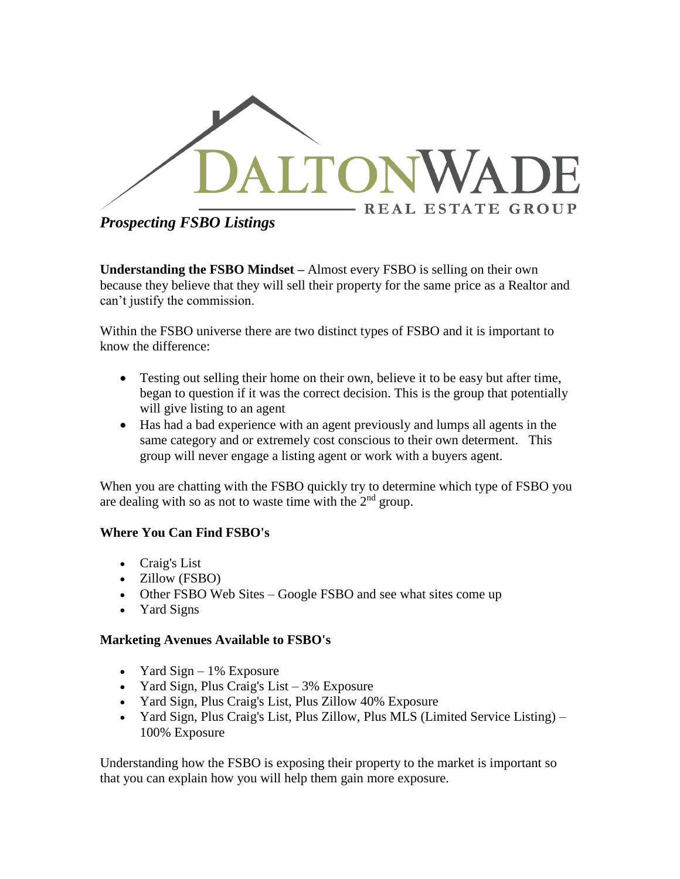DALTON WADE

REAL ESTATE GROUP

*Prospecting FSBO Listings*

**Understanding the FSBO Mindset –** Almost every FSBO is selling on their own because they believe that they will sell their property for the same price as a Realtor and can't justify the commission.

Within the FSBO universe there are two distinct types of FSBO and it is important to know the difference:

- Testing out selling their home on their own, believe it to be easy but after time, began to question if it was the correct decision. This is the group that potentially will give listing to an agent
- Has had a bad experience with an agent previously and lumps all agents in the same category and or extremely cost conscious to their own determent. This group will never engage a listing agent or work with a buyers agent.

When you are chatting with the FSBO quickly try to determine which type of FSBO you are dealing with so as not to waste time with the 2nd group.

### Where You Can Find FSBO's

- Craig's List
- Zillow (FSBO)
- Other FSBO Web Sites – Google FSBO and see what sites come up
- Yard Signs

### Marketing Avenues Available to FSBO's

- Yard Sign – 1% Exposure
- Yard Sign, Plus Craig's List – 3% Exposure
- Yard Sign, Plus Craig's List, Plus Zillow 40% Exposure
- Yard Sign, Plus Craig's List, Plus Zillow, Plus MLS (Limited Service Listing) – 100% Exposure

Understanding how the FSBO is exposing their property to the market is important so that you can explain how you will help them gain more exposure.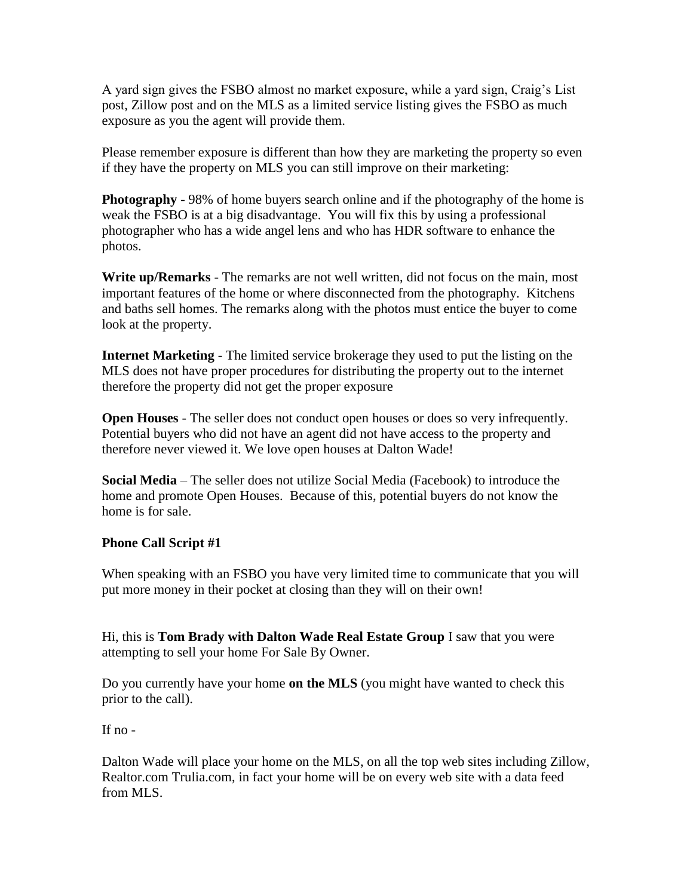A yard sign gives the FSBO almost no market exposure, while a yard sign, Craig's List post, Zillow post and on the MLS as a limited service listing gives the FSBO as much exposure as you the agent will provide them.

Please remember exposure is different than how they are marketing the property so even if they have the property on MLS you can still improve on their marketing:

**Photography** - 98% of home buyers search online and if the photography of the home is weak the FSBO is at a big disadvantage. You will fix this by using a professional photographer who has a wide angel lens and who has HDR software to enhance the photos.

**Write up/Remarks** - The remarks are not well written, did not focus on the main, most important features of the home or where disconnected from the photography. Kitchens and baths sell homes. The remarks along with the photos must entice the buyer to come look at the property.

**Internet Marketing** - The limited service brokerage they used to put the listing on the MLS does not have proper procedures for distributing the property out to the internet therefore the property did not get the proper exposure

**Open Houses** - The seller does not conduct open houses or does so very infrequently. Potential buyers who did not have an agent did not have access to the property and therefore never viewed it. We love open houses at Dalton Wade!

**Social Media** – The seller does not utilize Social Media (Facebook) to introduce the home and promote Open Houses. Because of this, potential buyers do not know the home is for sale.

**Phone Call Script #1**

When speaking with an FSBO you have very limited time to communicate that you will put more money in their pocket at closing than they will on their own!

Hi, this is **Tom Brady with Dalton Wade Real Estate Group** I saw that you were attempting to sell your home For Sale By Owner.

Do you currently have your home **on the MLS** (you might have wanted to check this prior to the call).

If no -

Dalton Wade will place your home on the MLS, on all the top web sites including Zillow, Realtor.com Trulia.com, in fact your home will be on every web site with a data feed from MLS.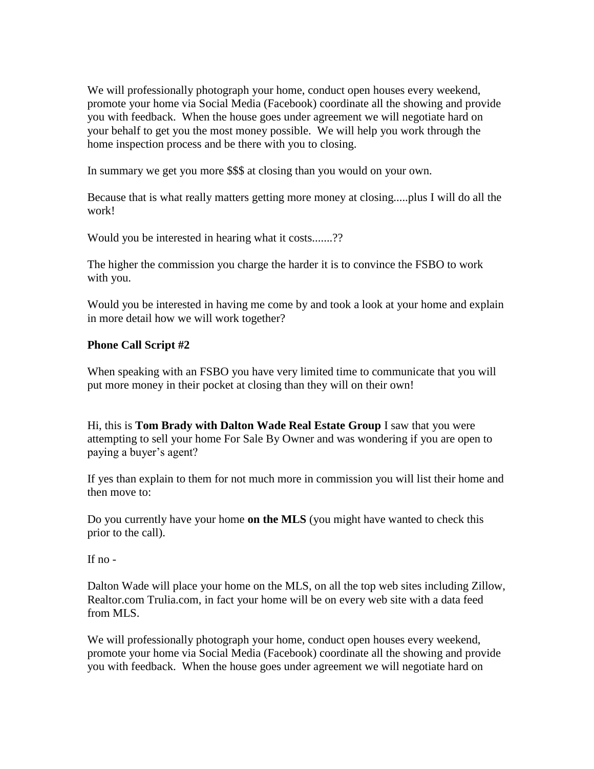We will professionally photograph your home, conduct open houses every weekend, promote your home via Social Media (Facebook) coordinate all the showing and provide you with feedback. When the house goes under agreement we will negotiate hard on your behalf to get you the most money possible. We will help you work through the home inspection process and be there with you to closing.

In summary we get you more $$$ at closing than you would on your own.

Because that is what really matters getting more money at closing.....plus I will do all the work!

Would you be interested in hearing what it costs.......??

The higher the commission you charge the harder it is to convince the FSBO to work with you.

Would you be interested in having me come by and took a look at your home and explain in more detail how we will work together?

**Phone Call Script #2**

When speaking with an FSBO you have very limited time to communicate that you will put more money in their pocket at closing than they will on their own!

Hi, this is **Tom Brady with Dalton Wade Real Estate Group** I saw that you were attempting to sell your home For Sale By Owner and was wondering if you are open to paying a buyer's agent?

If yes than explain to them for not much more in commission you will list their home and then move to:

Do you currently have your home **on the MLS** (you might have wanted to check this prior to the call).

If no -

Dalton Wade will place your home on the MLS, on all the top web sites including Zillow, Realtor.com Trulia.com, in fact your home will be on every web site with a data feed from MLS.

We will professionally photograph your home, conduct open houses every weekend, promote your home via Social Media (Facebook) coordinate all the showing and provide you with feedback. When the house goes under agreement we will negotiate hard on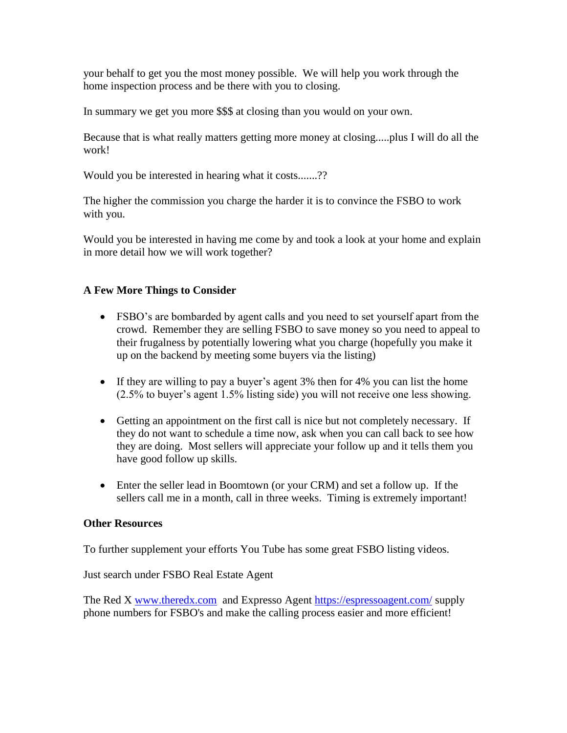your behalf to get you the most money possible. We will help you work through the home inspection process and be there with you to closing.

In summary we get you more $$$ at closing than you would on your own.

Because that is what really matters getting more money at closing.....plus I will do all the work!

Would you be interested in hearing what it costs.......??

The higher the commission you charge the harder it is to convince the FSBO to work with you.

Would you be interested in having me come by and took a look at your home and explain in more detail how we will work together?

**A Few More Things to Consider**

- FSBO's are bombarded by agent calls and you need to set yourself apart from the crowd. Remember they are selling FSBO to save money so you need to appeal to their frugalness by potentially lowering what you charge (hopefully you make it up on the backend by meeting some buyers via the listing)
- If they are willing to pay a buyer's agent 3% then for 4% you can list the home (2.5% to buyer's agent 1.5% listing side) you will not receive one less showing.
- Getting an appointment on the first call is nice but not completely necessary. If they do not want to schedule a time now, ask when you can call back to see how they are doing. Most sellers will appreciate your follow up and it tells them you have good follow up skills.
- Enter the seller lead in Boomtown (or your CRM) and set a follow up. If the sellers call me in a month, call in three weeks. Timing is extremely important!

**Other Resources**

To further supplement your efforts You Tube has some great FSBO listing videos.

Just search under FSBO Real Estate Agent

The Red X [www.theredx.com](www.theredx.com) and Expresso Agent [https://espressoagent.com/](https://espressoagent.com/) supply phone numbers for FSBO's and make the calling process easier and more efficient!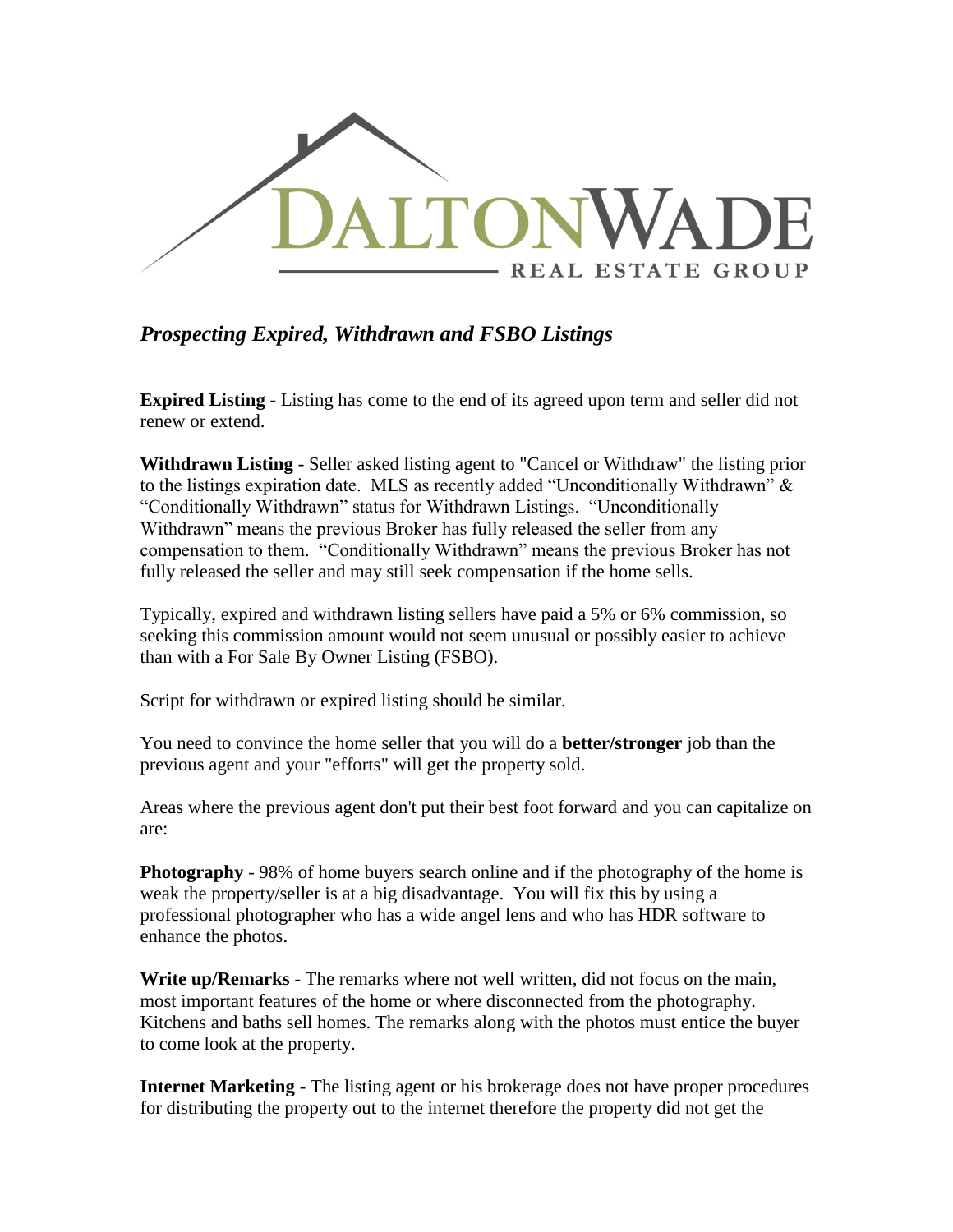DALTONWADE

REAL ESTATE GROUP

## *Prospecting Expired, Withdrawn and FSBO Listings*

**Expired Listing** - Listing has come to the end of its agreed upon term and seller did not renew or extend.

**Withdrawn Listing** - Seller asked listing agent to "Cancel or Withdraw" the listing prior to the listings expiration date. MLS as recently added "Unconditionally Withdrawn" & "Conditionally Withdrawn" status for Withdrawn Listings. "Unconditionally Withdrawn" means the previous Broker has fully released the seller from any compensation to them. "Conditionally Withdrawn" means the previous Broker has not fully released the seller and may still seek compensation if the home sells.

Typically, expired and withdrawn listing sellers have paid a 5% or 6% commission, so seeking this commission amount would not seem unusual or possibly easier to achieve than with a For Sale By Owner Listing (FSBO).

Script for withdrawn or expired listing should be similar.

You need to convince the home seller that you will do a **better/stronger** job than the previous agent and your "efforts" will get the property sold.

Areas where the previous agent don't put their best foot forward and you can capitalize on are:

**Photography** - 98% of home buyers search online and if the photography of the home is weak the property/seller is at a big disadvantage. You will fix this by using a professional photographer who has a wide angel lens and who has HDR software to enhance the photos.

**Write up/Remarks** - The remarks where not well written, did not focus on the main, most important features of the home or where disconnected from the photography. Kitchens and baths sell homes. The remarks along with the photos must entice the buyer to come look at the property.

**Internet Marketing** - The listing agent or his brokerage does not have proper procedures for distributing the property out to the internet therefore the property did not get the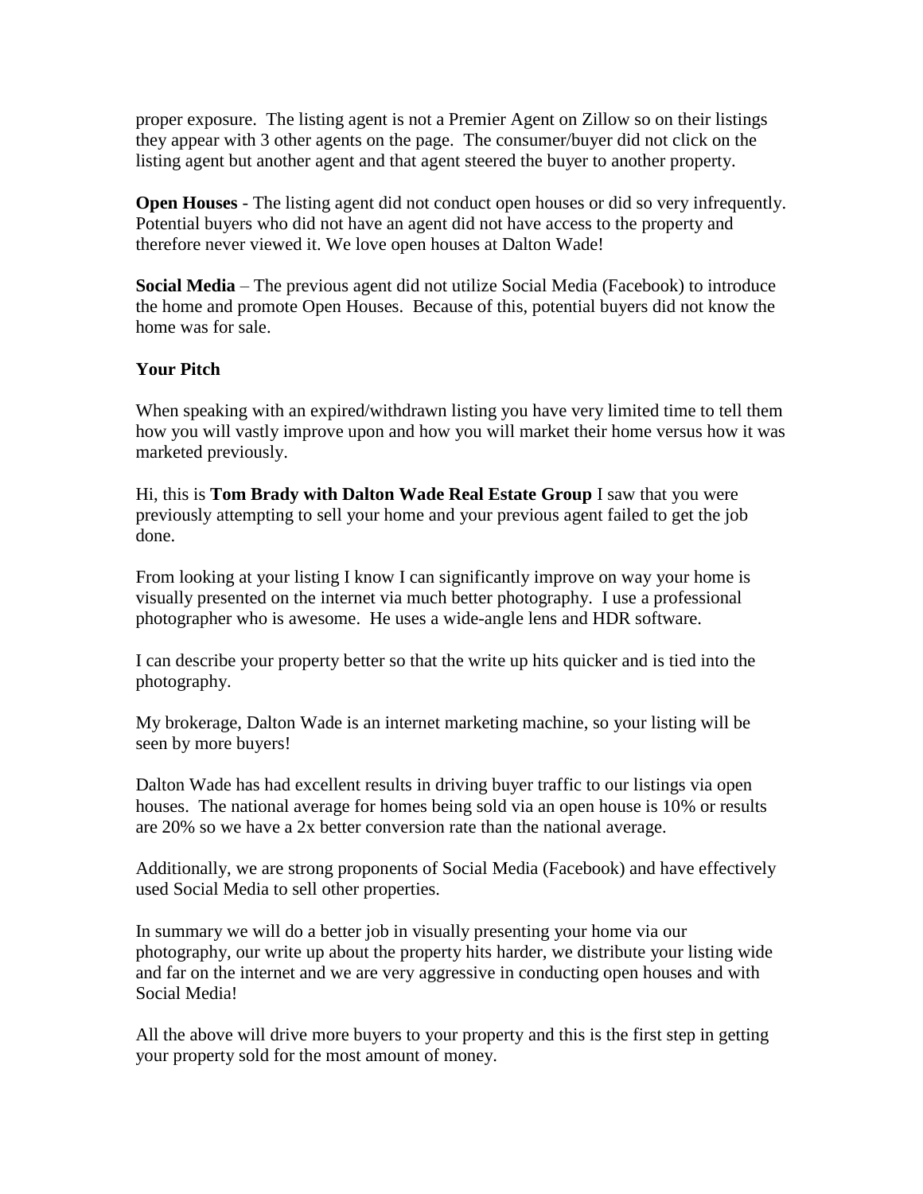proper exposure. The listing agent is not a Premier Agent on Zillow so on their listings they appear with 3 other agents on the page. The consumer/buyer did not click on the listing agent but another agent and that agent steered the buyer to another property.

**Open Houses** - The listing agent did not conduct open houses or did so very infrequently. Potential buyers who did not have an agent did not have access to the property and therefore never viewed it. We love open houses at Dalton Wade!

**Social Media** – The previous agent did not utilize Social Media (Facebook) to introduce the home and promote Open Houses. Because of this, potential buyers did not know the home was for sale.

**Your Pitch**

When speaking with an expired/withdrawn listing you have very limited time to tell them how you will vastly improve upon and how you will market their home versus how it was marketed previously.

Hi, this is **Tom Brady with Dalton Wade Real Estate Group** I saw that you were previously attempting to sell your home and your previous agent failed to get the job done.

From looking at your listing I know I can significantly improve on way your home is visually presented on the internet via much better photography. I use a professional photographer who is awesome. He uses a wide-angle lens and HDR software.

I can describe your property better so that the write up hits quicker and is tied into the photography.

My brokerage, Dalton Wade is an internet marketing machine, so your listing will be seen by more buyers!

Dalton Wade has had excellent results in driving buyer traffic to our listings via open houses. The national average for homes being sold via an open house is 10% or results are 20% so we have a 2x better conversion rate than the national average.

Additionally, we are strong proponents of Social Media (Facebook) and have effectively used Social Media to sell other properties.

In summary we will do a better job in visually presenting your home via our photography, our write up about the property hits harder, we distribute your listing wide and far on the internet and we are very aggressive in conducting open houses and with Social Media!

All the above will drive more buyers to your property and this is the first step in getting your property sold for the most amount of money.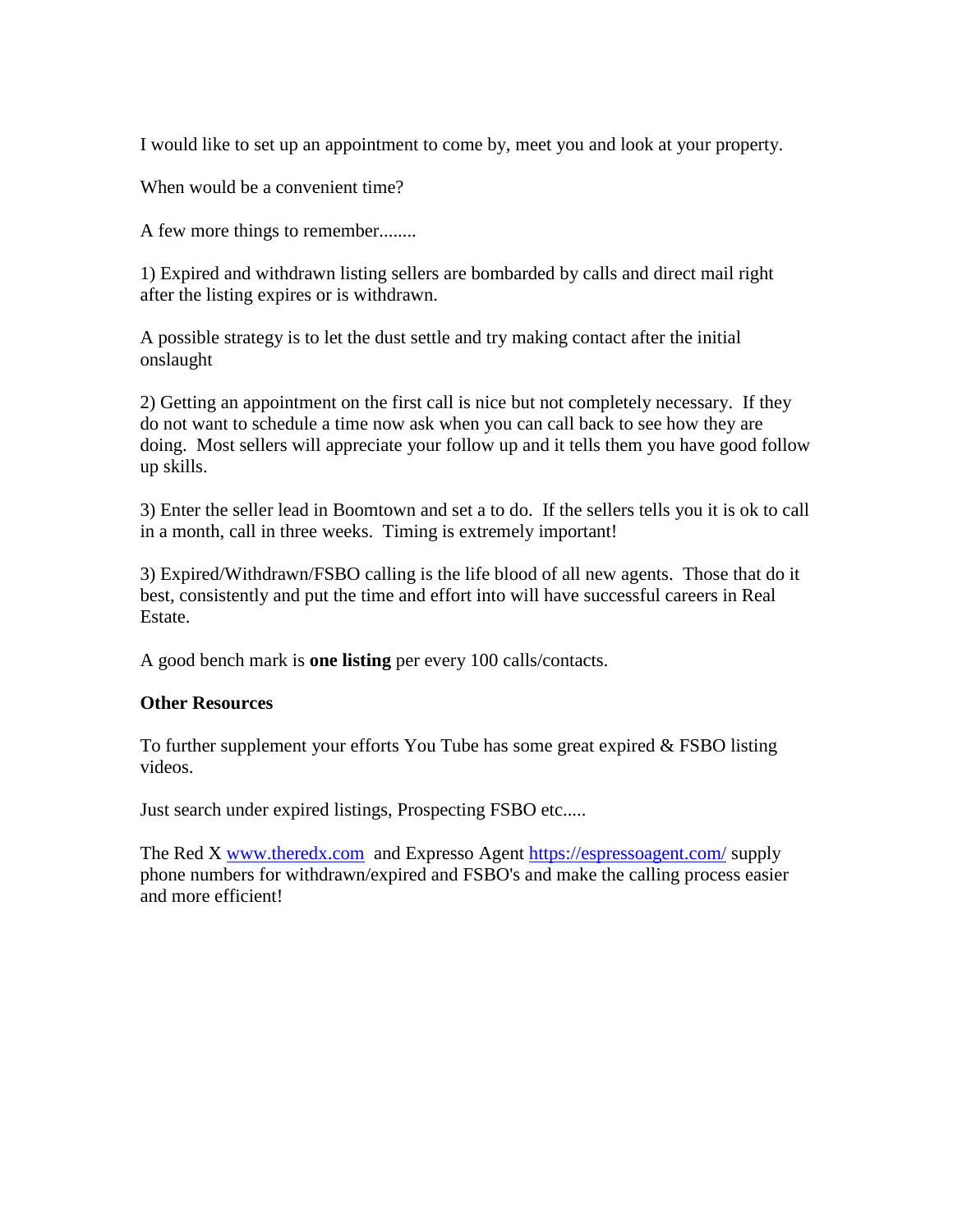I would like to set up an appointment to come by, meet you and look at your property.

When would be a convenient time?

A few more things to remember........

1) Expired and withdrawn listing sellers are bombarded by calls and direct mail right after the listing expires or is withdrawn.

A possible strategy is to let the dust settle and try making contact after the initial onslaught

2) Getting an appointment on the first call is nice but not completely necessary. If they do not want to schedule a time now ask when you can call back to see how they are doing. Most sellers will appreciate your follow up and it tells them you have good follow up skills.

3) Enter the seller lead in Boomtown and set a to do. If the sellers tells you it is ok to call in a month, call in three weeks. Timing is extremely important!

3) Expired/Withdrawn/FSBO calling is the life blood of all new agents. Those that do it best, consistently and put the time and effort into will have successful careers in Real Estate.

A good bench mark is **one listing** per every 100 calls/contacts.

**Other Resources**

To further supplement your efforts You Tube has some great expired & FSBO listing videos.

Just search under expired listings, Prospecting FSBO etc.....

The Red X [www.theredx.com](www.theredx.com) and Expresso Agent [https://espressoagent.com/](https://espressoagent.com/) supply phone numbers for withdrawn/expired and FSBO's and make the calling process easier and more efficient!